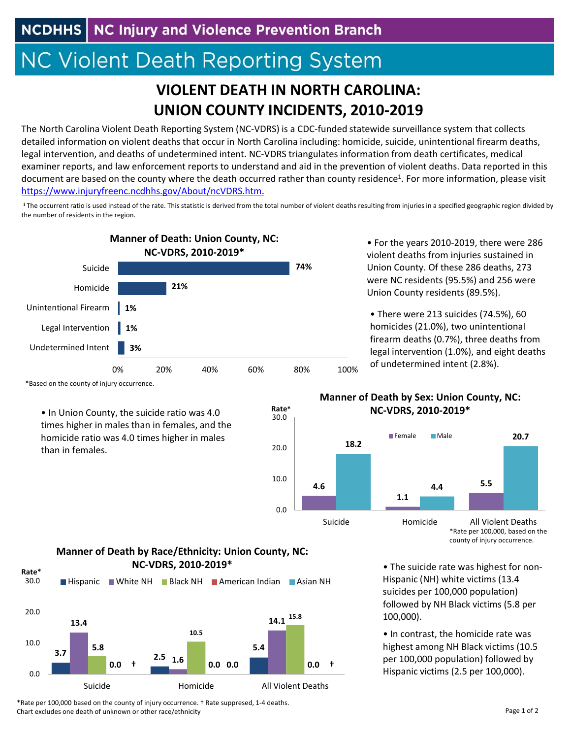NCDHHS | NC Injury and Violence Prevention Branch

NC Violent Death Reporting System

# VIOLENT DEATH IN NORTH CAROLINA: UNION COUNTY INCIDENTS, 2010-2019

The North Carolina Violent Death Reporting System (NC-VDRS) is a CDC-funded statewide surveillance system that collects detailed information on violent deaths that occur in North Carolina including: homicide, suicide, unintentional firearm deaths, legal intervention, and deaths of undetermined intent. NC-VDRS triangulates information from death certificates, medical examiner reports, and law enforcement reports to understand and aid in the prevention of violent deaths. Data reported in this document are based on the county where the death occurred rather than county residence[1]. For more information, please visit https://www.injuryfreenc.ncdhhs.gov/About/ncVDRS.htm.

[1] The occurrent ratio is used instead of the rate. This statistic is derived from the total number of violent deaths resulting from injuries in a specified geographic region divided by the number of residents in the region.

**Manner of Death: Union County, NC: NC-VDRS, 2010-2019***

| Manner of Death | Percent |
|---|---|
| Suicide | 74% |
| Homicide | 21% |
| Unintentional Firearm | 1% |
| Legal Intervention | 1% |
| Undetermined Intent | 3% |

*Based on the county of injury occurrence.

- For the years 2010-2019, there were 286 violent deaths from injuries sustained in Union County. Of these 286 deaths, 273 were NC residents (95.5%) and 256 were Union County residents (89.5%).
- There were 213 suicides (74.5%), 60 homicides (21.0%), two unintentional firearm deaths (0.7%), three deaths from legal intervention (1.0%), and eight deaths of undetermined intent (2.8%).
- In Union County, the suicide ratio was 4.0 times higher in males than in females, and the homicide ratio was 4.0 times higher in males than in females.

**Manner of Death by Sex: Union County, NC: NC-VDRS, 2010-2019***

| Rate* | Female | Male |
|---|---|---|
| Suicide | 4.6 | 18.2 |
| Homicide | 1.1 | 4.4 |
| All Violent Deaths | 5.5 | 20.7 |

*Rate per 100,000, based on the county of injury occurrence.

**Manner of Death by Race/Ethnicity: Union County, NC: NC-VDRS, 2010-2019***

| Rate* | Hispanic | White NH | Black NH | American Indian | Asian NH |
|---|---|---|---|---|---|
| Suicide | 3.7 | 13.4 | 5.8 | 0.0 | † |
| Homicide | 2.5 | 1.6 | 10.5 | 0.0 | 0.0 |
| All Violent Deaths | 5.4 | 14.1 | 15.8 | 0.0 | † |

*Rate per 100,000 based on the county of injury occurrence. † Rate suppressed, 1-4 deaths.
Chart excludes one death of unknown or other race/ethnicity

- The suicide rate was highest for non-Hispanic (NH) white victims (13.4 suicides per 100,000 population) followed by NH Black victims (5.8 per 100,000).
- In contrast, the homicide rate was highest among NH Black victims (10.5 per 100,000 population) followed by Hispanic victims (2.5 per 100,000).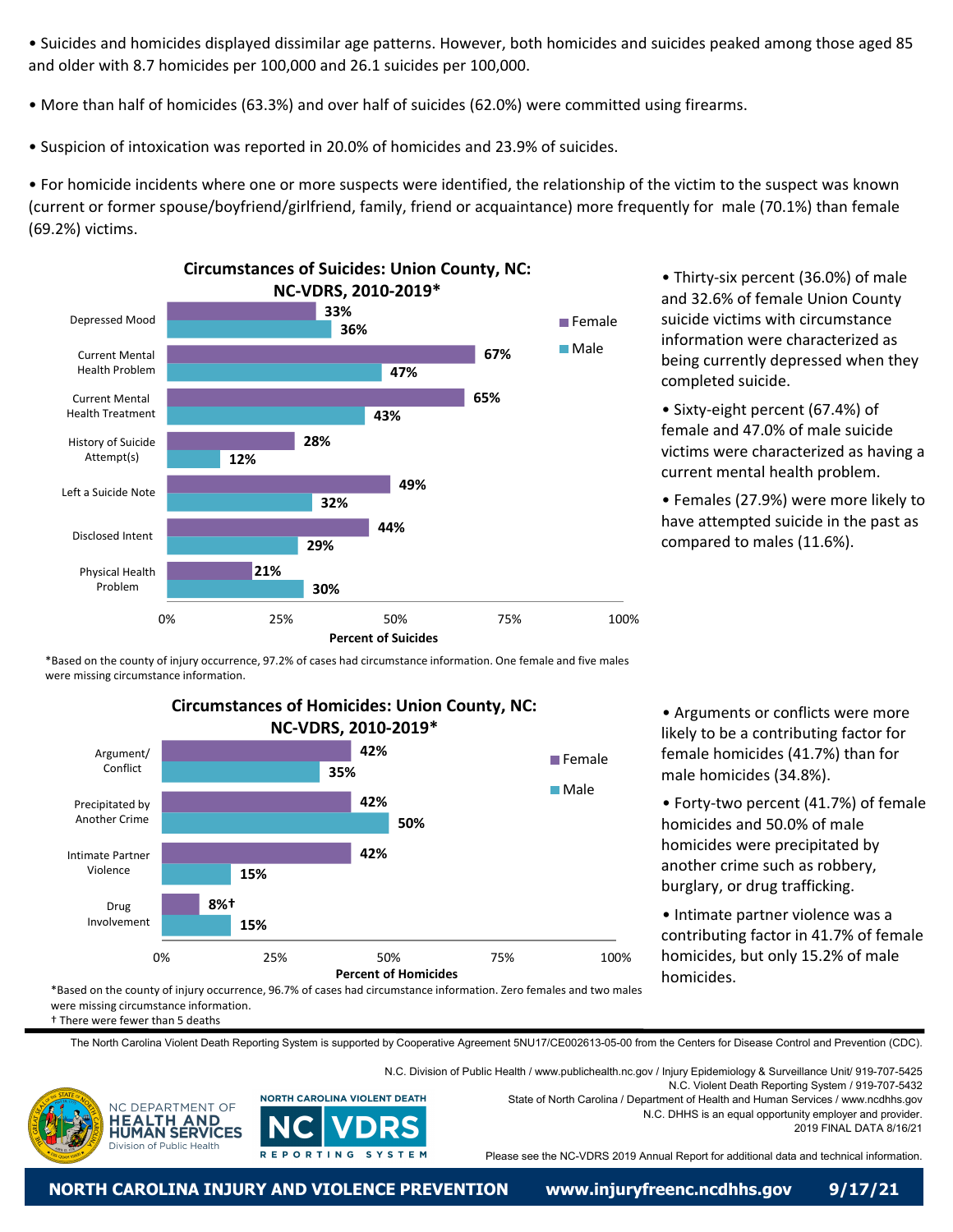- Suicides and homicides displayed dissimilar age patterns. However, both homicides and suicides peaked among those aged 85 and older with 8.7 homicides per 100,000 and 26.1 suicides per 100,000.
- More than half of homicides (63.3%) and over half of suicides (62.0%) were committed using firearms.
- Suspicion of intoxication was reported in 20.0% of homicides and 23.9% of suicides.
- For homicide incidents where one or more suspects were identified, the relationship of the victim to the suspect was known (current or former spouse/boyfriend/girlfriend, family, friend or acquaintance) more frequently for male (70.1%) than female (69.2%) victims.

**Circumstances of Suicides: Union County, NC: NC-VDRS, 2010-2019***

Female
Male

Depressed Mood
33%
36%

Current Mental Health Problem
67%
47%

Current Mental Health Treatment
65%
43%

History of Suicide Attempt(s)
28%
12%

Left a Suicide Note
49%
32%

Disclosed Intent
44%
29%

Physical Health Problem
21%
30%

0%
25%
50%
75%
100%

Percent of Suicides

*Based on the county of injury occurrence, 97.2% of cases had circumstance information. One female and five males were missing circumstance information.

- Thirty-six percent (36.0%) of male and 32.6% of female Union County suicide victims with circumstance information were characterized as being currently depressed when they completed suicide.
- Sixty-eight percent (67.4%) of female and 47.0% of male suicide victims were characterized as having a current mental health problem.
- Females (27.9%) were more likely to have attempted suicide in the past as compared to males (11.6%).

**Circumstances of Homicides: Union County, NC: NC-VDRS, 2010-2019***

Female
Male

Argument/ Conflict
42%
35%

Precipitated by Another Crime
42%
50%

Intimate Partner Violence
42%
15%

Drug Involvement
8%†
15%

0%
25%
50%
75%
100%

Percent of Homicides

*Based on the county of injury occurrence, 96.7% of cases had circumstance information. Zero females and two males were missing circumstance information.
† There were fewer than 5 deaths

- Arguments or conflicts were more likely to be a contributing factor for female homicides (41.7%) than for male homicides (34.8%).
- Forty-two percent (41.7%) of female homicides and 50.0% of male homicides were precipitated by another crime such as robbery, burglary, or drug trafficking.
- Intimate partner violence was a contributing factor in 41.7% of female homicides, but only 15.2% of male homicides.

The North Carolina Violent Death Reporting System is supported by Cooperative Agreement 5NU17/CE002613-05-00 from the Centers for Disease Control and Prevention (CDC).

N.C. Division of Public Health / www.publichealth.nc.gov / Injury Epidemiology & Surveillance Unit/ 919-707-5425
N.C. Violent Death Reporting System / 919-707-5432
State of North Carolina / Department of Health and Human Services / www.ncdhhs.gov
N.C. DHHS is an equal opportunity employer and provider.
2019 FINAL DATA 8/16/21

NC DEPARTMENT OF HEALTH AND HUMAN SERVICES Division of Public Health

NORTH CAROLINA VIOLENT DEATH NC VDRS REPORTING SYSTEM

Please see the NC-VDRS 2019 Annual Report for additional data and technical information.

NORTH CAROLINA INJURY AND VIOLENCE PREVENTION www.injuryfreenc.ncdhhs.gov 9/17/21